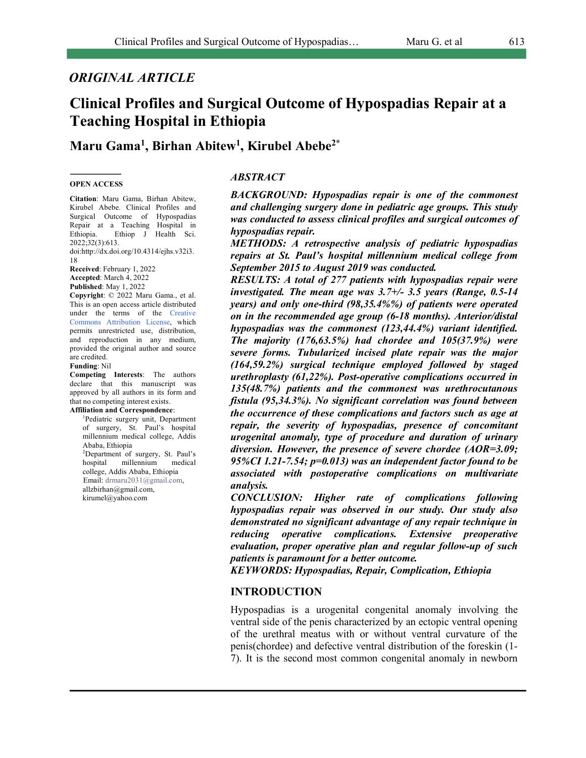*ORIGINAL ARTICLE*

# Clinical Profiles and Surgical Outcome of Hypospadias Repair at a Teaching Hospital in Ethiopia

## Maru Gama[1], Birhan Abitew[1], Kirubel Abebe[2*]

**OPEN ACCESS**

**Citation**: Maru Gama, Birhan Abitew, Kirubel Abebe. Clinical Profiles and Surgical Outcome of Hypospadias Repair at a Teaching Hospital in Ethiopia. Ethiop J Health Sci. 2022;32(3):613. doi:http://dx.doi.org/10.4314/ejhs.v32i3.18

**Received**: February 1, 2022
**Accepted**: March 4, 2022
**Published**: May 1, 2022

**Copyright**: © 2022 Maru Gama., et al. This is an open access article distributed under the terms of the Creative Commons Attribution License, which permits unrestricted use, distribution, and reproduction in any medium, provided the original author and source are credited.

**Funding**: Nil

**Competing Interests**: The authors declare that this manuscript was approved by all authors in its form and that no competing interest exists.

**Affiliation and Correspondence**:
[1]Pediatric surgery unit, Department of surgery, St. Paul's hospital millennium medical college, Addis Ababa, Ethiopia
[2]Department of surgery, St. Paul's hospital millennium medical college, Addis Ababa, Ethiopia
Email: drmaru2031@gmail.com, allzbirhan@gmail.com, kirumel@yahoo.com

### *ABSTRACT*

***BACKGROUND: Hypospadias repair is one of the commonest and challenging surgery done in pediatric age groups. This study was conducted to assess clinical profiles and surgical outcomes of hypospadias repair.***

***METHODS: A retrospective analysis of pediatric hypospadias repairs at St. Paul's hospital millennium medical college from September 2015 to August 2019 was conducted.***

***RESULTS: A total of 277 patients with hypospadias repair were investigated. The mean age was 3.7+/- 3.5 years (Range, 0.5-14 years) and only one-third (98,35.4%%) of patients were operated on in the recommended age group (6-18 months). Anterior/distal hypospadias was the commonest (123,44.4%) variant identified. The majority (176,63.5%) had chordee and 105(37.9%) were severe forms. Tubularized incised plate repair was the major (164,59.2%) surgical technique employed followed by staged urethroplasty (61,22%). Post-operative complications occurred in 135(48.7%) patients and the commonest was urethrocutanous fistula (95,34.3%). No significant correlation was found between the occurrence of these complications and factors such as age at repair, the severity of hypospadias, presence of concomitant urogenital anomaly, type of procedure and duration of urinary diversion. However, the presence of severe chordee (AOR=3.09; 95%CI 1.21-7.54; p=0.013) was an independent factor found to be associated with postoperative complications on multivariate analysis.***

***CONCLUSION: Higher rate of complications following hypospadias repair was observed in our study. Our study also demonstrated no significant advantage of any repair technique in reducing operative complications. Extensive preoperative evaluation, proper operative plan and regular follow-up of such patients is paramount for a better outcome.***

***KEYWORDS: Hypospadias, Repair, Complication, Ethiopia***

## INTRODUCTION

Hypospadias is a urogenital congenital anomaly involving the ventral side of the penis characterized by an ectopic ventral opening of the urethral meatus with or without ventral curvature of the penis(chordee) and defective ventral distribution of the foreskin (1-7). It is the second most common congenital anomaly in newborn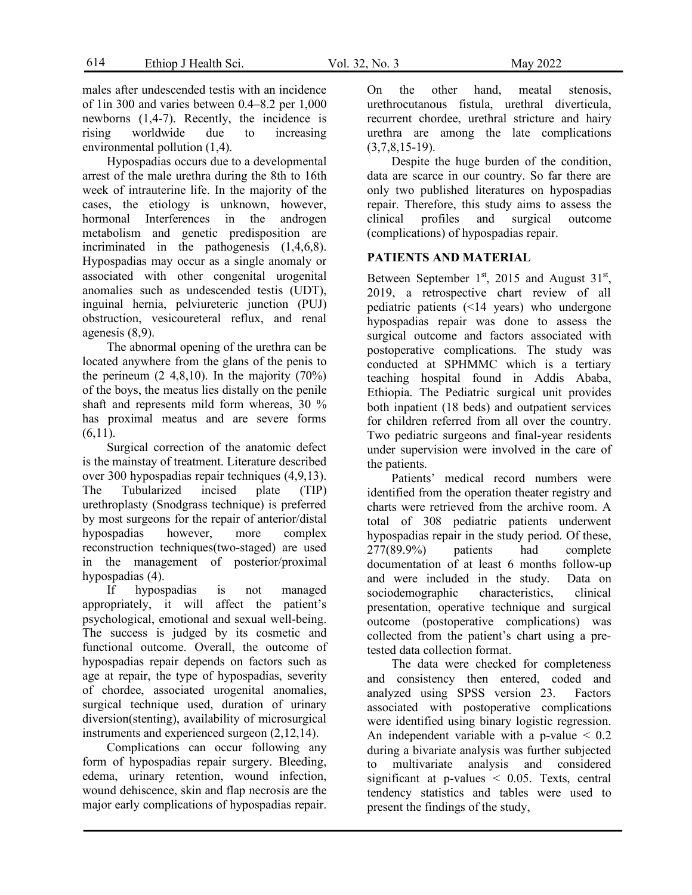males after undescended testis with an incidence of 1in 300 and varies between 0.4–8.2 per 1,000 newborns (1,4-7). Recently, the incidence is rising worldwide due to increasing environmental pollution (1,4).

Hypospadias occurs due to a developmental arrest of the male urethra during the 8th to 16th week of intrauterine life. In the majority of the cases, the etiology is unknown, however, hormonal Interferences in the androgen metabolism and genetic predisposition are incriminated in the pathogenesis (1,4,6,8). Hypospadias may occur as a single anomaly or associated with other congenital urogenital anomalies such as undescended testis (UDT), inguinal hernia, pelviureteric junction (PUJ) obstruction, vesicoureteral reflux, and renal agenesis (8,9).

The abnormal opening of the urethra can be located anywhere from the glans of the penis to the perineum (2 4,8,10). In the majority (70%) of the boys, the meatus lies distally on the penile shaft and represents mild form whereas, 30 % has proximal meatus and are severe forms (6,11).

Surgical correction of the anatomic defect is the mainstay of treatment. Literature described over 300 hypospadias repair techniques (4,9,13). The Tubularized incised plate (TIP) urethroplasty (Snodgrass technique) is preferred by most surgeons for the repair of anterior/distal hypospadias however, more complex reconstruction techniques(two-staged) are used in the management of posterior/proximal hypospadias (4).

If hypospadias is not managed appropriately, it will affect the patient's psychological, emotional and sexual well-being. The success is judged by its cosmetic and functional outcome. Overall, the outcome of hypospadias repair depends on factors such as age at repair, the type of hypospadias, severity of chordee, associated urogenital anomalies, surgical technique used, duration of urinary diversion(stenting), availability of microsurgical instruments and experienced surgeon (2,12,14).

Complications can occur following any form of hypospadias repair surgery. Bleeding, edema, urinary retention, wound infection, wound dehiscence, skin and flap necrosis are the major early complications of hypospadias repair. On the other hand, meatal stenosis, urethrocutanous fistula, urethral diverticula, recurrent chordee, urethral stricture and hairy urethra are among the late complications (3,7,8,15-19).

Despite the huge burden of the condition, data are scarce in our country. So far there are only two published literatures on hypospadias repair. Therefore, this study aims to assess the clinical profiles and surgical outcome (complications) of hypospadias repair.

## PATIENTS AND MATERIAL

Between September 1st, 2015 and August 31st, 2019, a retrospective chart review of all pediatric patients (<14 years) who undergone hypospadias repair was done to assess the surgical outcome and factors associated with postoperative complications. The study was conducted at SPHMMC which is a tertiary teaching hospital found in Addis Ababa, Ethiopia. The Pediatric surgical unit provides both inpatient (18 beds) and outpatient services for children referred from all over the country. Two pediatric surgeons and final-year residents under supervision were involved in the care of the patients.

Patients' medical record numbers were identified from the operation theater registry and charts were retrieved from the archive room. A total of 308 pediatric patients underwent hypospadias repair in the study period. Of these, 277(89.9%) patients had complete documentation of at least 6 months follow-up and were included in the study. Data on sociodemographic characteristics, clinical presentation, operative technique and surgical outcome (postoperative complications) was collected from the patient's chart using a pre-tested data collection format.

The data were checked for completeness and consistency then entered, coded and analyzed using SPSS version 23. Factors associated with postoperative complications were identified using binary logistic regression. An independent variable with a p-value < 0.2 during a bivariate analysis was further subjected to multivariate analysis and considered significant at p-values < 0.05. Texts, central tendency statistics and tables were used to present the findings of the study,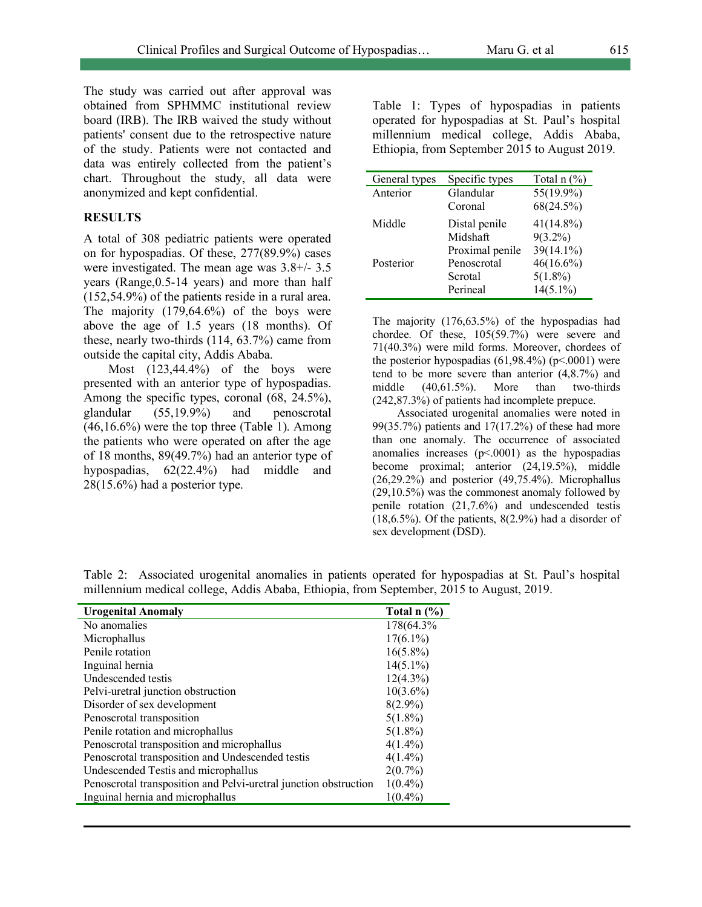The study was carried out after approval was obtained from SPHMMC institutional review board (IRB). The IRB waived the study without patients' consent due to the retrospective nature of the study. Patients were not contacted and data was entirely collected from the patient's chart. Throughout the study, all data were anonymized and kept confidential.

## RESULTS

A total of 308 pediatric patients were operated on for hypospadias. Of these, 277(89.9%) cases were investigated. The mean age was 3.8+/- 3.5 years (Range,0.5-14 years) and more than half (152,54.9%) of the patients reside in a rural area. The majority (179,64.6%) of the boys were above the age of 1.5 years (18 months). Of these, nearly two-thirds (114, 63.7%) came from outside the capital city, Addis Ababa.

Most (123,44.4%) of the boys were presented with an anterior type of hypospadias. Among the specific types, coronal (68, 24.5%), glandular (55,19.9%) and penoscrotal (46,16.6%) were the top three (Table 1). Among the patients who were operated on after the age of 18 months, 89(49.7%) had an anterior type of hypospadias, 62(22.4%) had middle and 28(15.6%) had a posterior type.

Table 1: Types of hypospadias in patients operated for hypospadias at St. Paul's hospital millennium medical college, Addis Ababa, Ethiopia, from September 2015 to August 2019.

| General types | Specific types | Total n (%) |
|---|---|---|
| Anterior | Glandular | 55(19.9%) |
| | Coronal | 68(24.5%) |
| Middle | Distal penile | 41(14.8%) |
| | Midshaft | 9(3.2%) |
| | Proximal penile | 39(14.1%) |
| Posterior | Penoscrotal | 46(16.6%) |
| | Scrotal | 5(1.8%) |
| | Perineal | 14(5.1%) |

The majority (176,63.5%) of the hypospadias had chordee. Of these, 105(59.7%) were severe and 71(40.3%) were mild forms. Moreover, chordees of the posterior hypospadias (61,98.4%) ($p<.0001$) were tend to be more severe than anterior (4,8.7%) and middle (40,61.5%). More than two-thirds (242,87.3%) of patients had incomplete prepuce.

Associated urogenital anomalies were noted in 99(35.7%) patients and 17(17.2%) of these had more than one anomaly. The occurrence of associated anomalies increases ($p<.0001$) as the hypospadias become proximal; anterior (24,19.5%), middle (26,29.2%) and posterior (49,75.4%). Microphallus (29,10.5%) was the commonest anomaly followed by penile rotation (21,7.6%) and undescended testis (18,6.5%). Of the patients, 8(2.9%) had a disorder of sex development (DSD).

Table 2: Associated urogenital anomalies in patients operated for hypospadias at St. Paul's hospital millennium medical college, Addis Ababa, Ethiopia, from September, 2015 to August, 2019.

| **Urogenital Anomaly** | **Total n (%)** |
|---|---|
| No anomalies | 178(64.3% |
| Microphallus | 17(6.1%) |
| Penile rotation | 16(5.8%) |
| Inguinal hernia | 14(5.1%) |
| Undescended testis | 12(4.3%) |
| Pelvi-uretral junction obstruction | 10(3.6%) |
| Disorder of sex development | 8(2.9%) |
| Penoscrotal transposition | 5(1.8%) |
| Penile rotation and microphallus | 5(1.8%) |
| Penoscrotal transposition and microphallus | 4(1.4%) |
| Penoscrotal transposition and Undescended testis | 4(1.4%) |
| Undescended Testis and microphallus | 2(0.7%) |
| Penoscrotal transposition and Pelvi-uretral junction obstruction | 1(0.4%) |
| Inguinal hernia and microphallus | 1(0.4%) |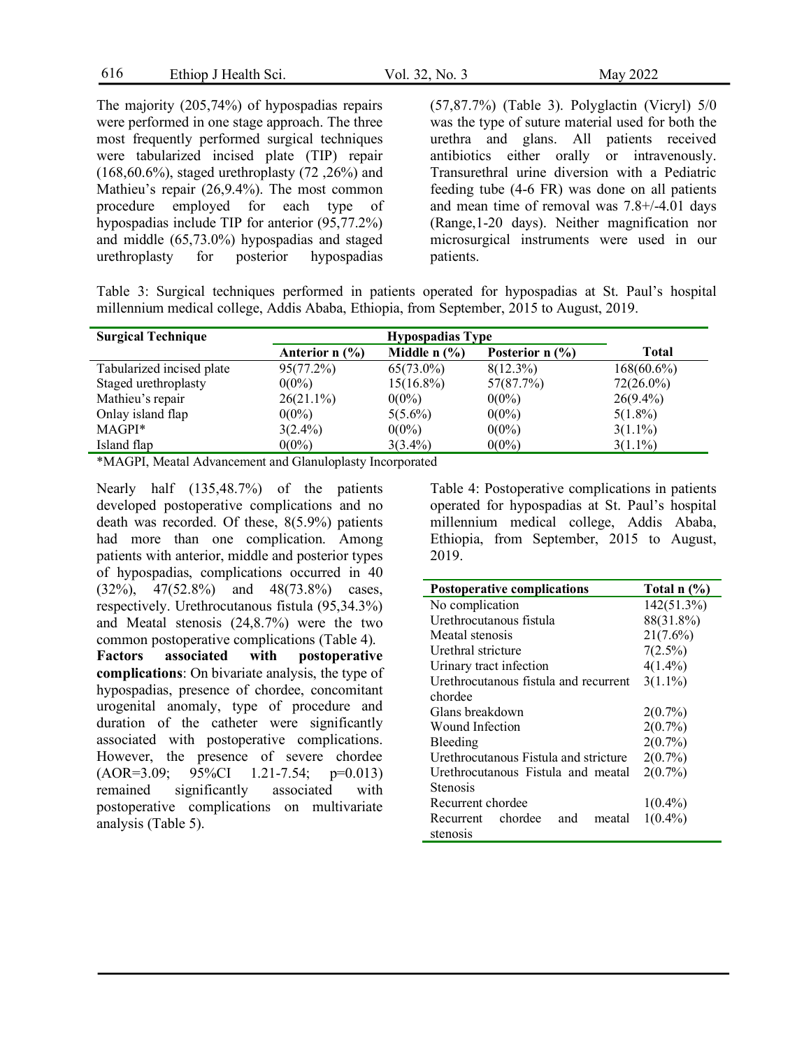The majority (205,74%) of hypospadias repairs were performed in one stage approach. The three most frequently performed surgical techniques were tabularized incised plate (TIP) repair (168,60.6%), staged urethroplasty (72 ,26%) and Mathieu's repair (26,9.4%). The most common procedure employed for each type of hypospadias include TIP for anterior (95,77.2%) and middle (65,73.0%) hypospadias and staged urethroplasty for posterior hypospadias (57,87.7%) (Table 3). Polyglactin (Vicryl) 5/0 was the type of suture material used for both the urethra and glans. All patients received antibiotics either orally or intravenously. Transurethral urine diversion with a Pediatric feeding tube (4-6 FR) was done on all patients and mean time of removal was 7.8+/-4.01 days (Range,1-20 days). Neither magnification nor microsurgical instruments were used in our patients.

Table 3: Surgical techniques performed in patients operated for hypospadias at St. Paul's hospital millennium medical college, Addis Ababa, Ethiopia, from September, 2015 to August, 2019.

| Surgical Technique | Hypospadias Type | | | |
|---|---|---|---|---|
| | Anterior n (%) | Middle n (%) | Posterior n (%) | Total |
| Tabularized incised plate | 95(77.2%) | 65(73.0%) | 8(12.3%) | 168(60.6%) |
| Staged urethroplasty | 0(0%) | 15(16.8%) | 57(87.7%) | 72(26.0%) |
| Mathieu's repair | 26(21.1%) | 0(0%) | 0(0%) | 26(9.4%) |
| Onlay island flap | 0(0%) | 5(5.6%) | 0(0%) | 5(1.8%) |
| MAGPI* | 3(2.4%) | 0(0%) | 0(0%) | 3(1.1%) |
| Island flap | 0(0%) | 3(3.4%) | 0(0%) | 3(1.1%) |

*MAGPI, Meatal Advancement and Glanuloplasty Incorporated

Nearly half (135,48.7%) of the patients developed postoperative complications and no death was recorded. Of these, 8(5.9%) patients had more than one complication. Among patients with anterior, middle and posterior types of hypospadias, complications occurred in 40 (32%), 47(52.8%) and 48(73.8%) cases, respectively. Urethrocutanous fistula (95,34.3%) and Meatal stenosis (24,8.7%) were the two common postoperative complications (Table 4).

**Factors associated with postoperative complications**: On bivariate analysis, the type of hypospadias, presence of chordee, concomitant urogenital anomaly, type of procedure and duration of the catheter were significantly associated with postoperative complications. However, the presence of severe chordee (AOR=3.09; 95%CI 1.21-7.54; p=0.013) remained significantly associated with postoperative complications on multivariate analysis (Table 5).

Table 4: Postoperative complications in patients operated for hypospadias at St. Paul's hospital millennium medical college, Addis Ababa, Ethiopia, from September, 2015 to August, 2019.

| Postoperative complications | Total n (%) |
|---|---|
| No complication | 142(51.3%) |
| Urethrocutanous fistula | 88(31.8%) |
| Meatal stenosis | 21(7.6%) |
| Urethral stricture | 7(2.5%) |
| Urinary tract infection | 4(1.4%) |
| Urethrocutanous fistula and recurrent chordee | 3(1.1%) |
| Glans breakdown | 2(0.7%) |
| Wound Infection | 2(0.7%) |
| Bleeding | 2(0.7%) |
| Urethrocutanous Fistula and stricture | 2(0.7%) |
| Urethrocutanous Fistula and meatal Stenosis | 2(0.7%) |
| Recurrent chordee | 1(0.4%) |
| Recurrent chordee and meatal stenosis | 1(0.4%) |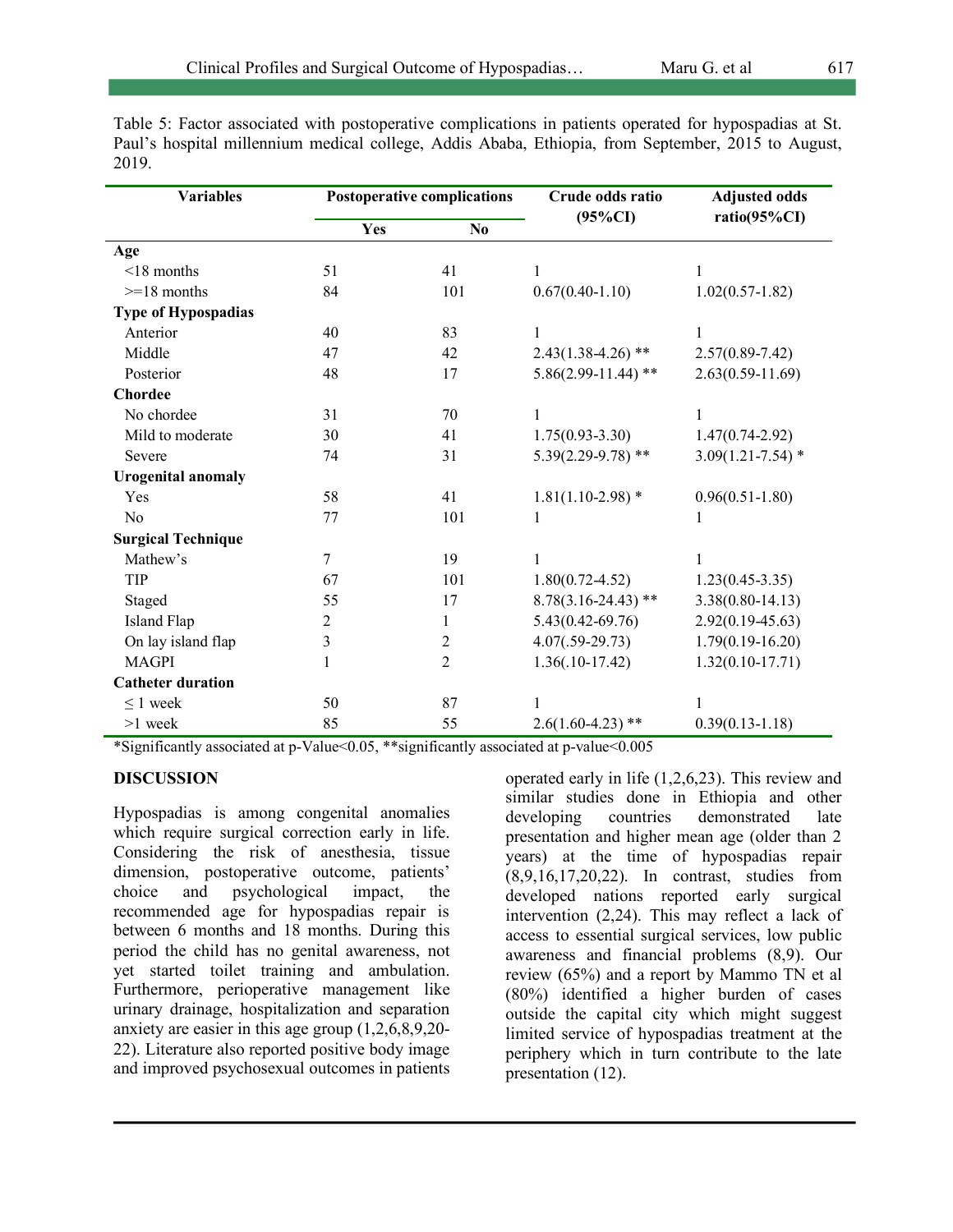Table 5: Factor associated with postoperative complications in patients operated for hypospadias at St. Paul's hospital millennium medical college, Addis Ababa, Ethiopia, from September, 2015 to August, 2019.

| Variables | Postoperative complications | | Crude odds ratio (95%CI) | Adjusted odds ratio(95%CI) |
|---|---|---|---|---|
| | Yes | No | | |
| **Age** | | | | |
| <18 months | 51 | 41 | 1 | 1 |
| >=18 months | 84 | 101 | 0.67(0.40-1.10) | 1.02(0.57-1.82) |
| **Type of Hypospadias** | | | | |
| Anterior | 40 | 83 | 1 | 1 |
| Middle | 47 | 42 | 2.43(1.38-4.26) ** | 2.57(0.89-7.42) |
| Posterior | 48 | 17 | 5.86(2.99-11.44) ** | 2.63(0.59-11.69) |
| **Chordee** | | | | |
| No chordee | 31 | 70 | 1 | 1 |
| Mild to moderate | 30 | 41 | 1.75(0.93-3.30) | 1.47(0.74-2.92) |
| Severe | 74 | 31 | 5.39(2.29-9.78) ** | 3.09(1.21-7.54) * |
| **Urogenital anomaly** | | | | |
| Yes | 58 | 41 | 1.81(1.10-2.98) * | 0.96(0.51-1.80) |
| No | 77 | 101 | 1 | 1 |
| **Surgical Technique** | | | | |
| Mathew's | 7 | 19 | 1 | 1 |
| TIP | 67 | 101 | 1.80(0.72-4.52) | 1.23(0.45-3.35) |
| Staged | 55 | 17 | 8.78(3.16-24.43) ** | 3.38(0.80-14.13) |
| Island Flap | 2 | 1 | 5.43(0.42-69.76) | 2.92(0.19-45.63) |
| On lay island flap | 3 | 2 | 4.07(.59-29.73) | 1.79(0.19-16.20) |
| MAGPI | 1 | 2 | 1.36(.10-17.42) | 1.32(0.10-17.71) |
| **Catheter duration** | | | | |
| ≤ 1 week | 50 | 87 | 1 | 1 |
| >1 week | 85 | 55 | 2.6(1.60-4.23) ** | 0.39(0.13-1.18) |

*Significantly associated at p-Value<0.05, **significantly associated at p-value<0.005

## DISCUSSION

Hypospadias is among congenital anomalies which require surgical correction early in life. Considering the risk of anesthesia, tissue dimension, postoperative outcome, patients' choice and psychological impact, the recommended age for hypospadias repair is between 6 months and 18 months. During this period the child has no genital awareness, not yet started toilet training and ambulation. Furthermore, perioperative management like urinary drainage, hospitalization and separation anxiety are easier in this age group (1,2,6,8,9,20-22). Literature also reported positive body image and improved psychosexual outcomes in patients operated early in life (1,2,6,23). This review and similar studies done in Ethiopia and other developing countries demonstrated late presentation and higher mean age (older than 2 years) at the time of hypospadias repair (8,9,16,17,20,22). In contrast, studies from developed nations reported early surgical intervention (2,24). This may reflect a lack of access to essential surgical services, low public awareness and financial problems (8,9). Our review (65%) and a report by Mammo TN et al (80%) identified a higher burden of cases outside the capital city which might suggest limited service of hypospadias treatment at the periphery which in turn contribute to the late presentation (12).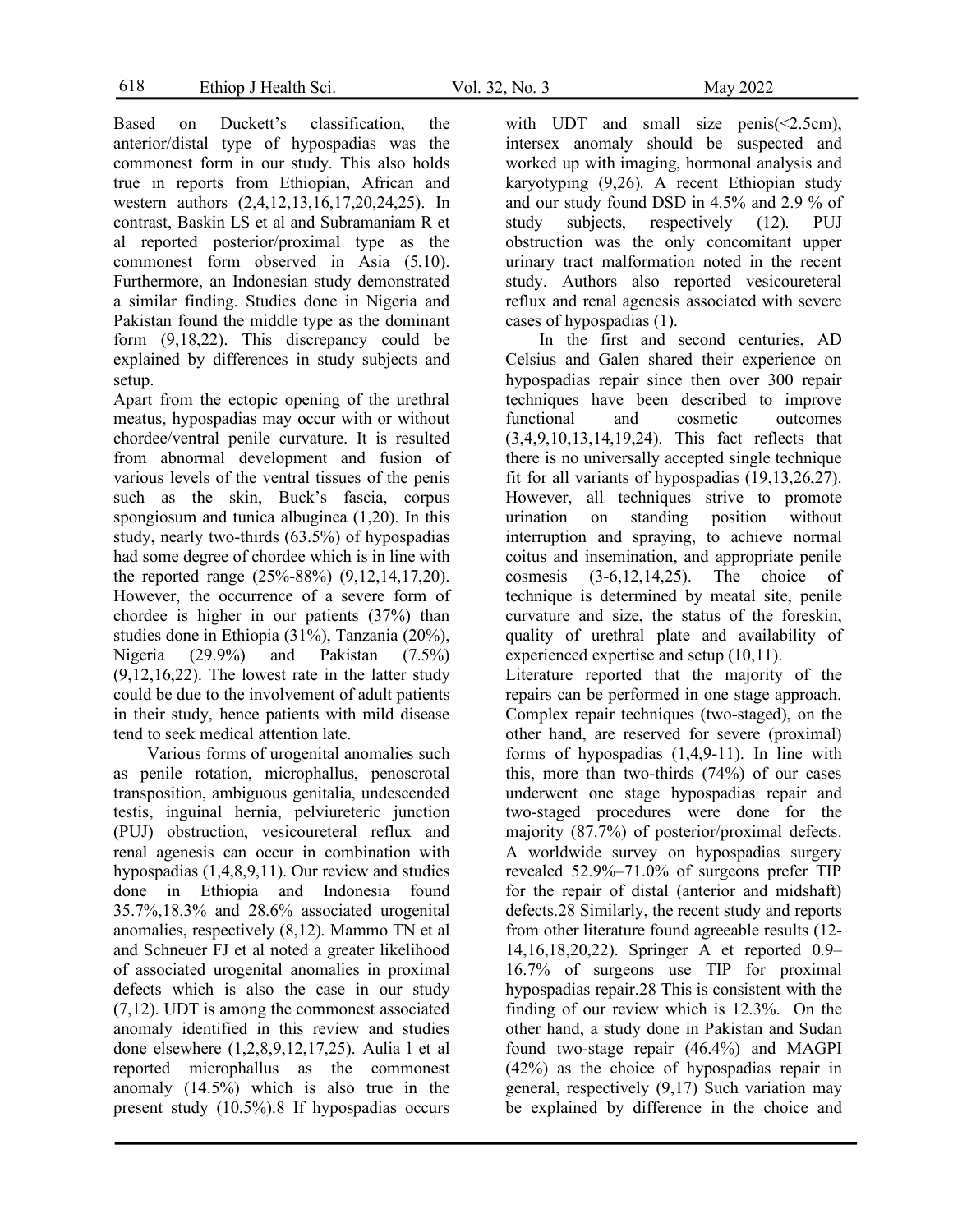Based on Duckett's classification, the anterior/distal type of hypospadias was the commonest form in our study. This also holds true in reports from Ethiopian, African and western authors (2,4,12,13,16,17,20,24,25). In contrast, Baskin LS et al and Subramaniam R et al reported posterior/proximal type as the commonest form observed in Asia (5,10). Furthermore, an Indonesian study demonstrated a similar finding. Studies done in Nigeria and Pakistan found the middle type as the dominant form (9,18,22). This discrepancy could be explained by differences in study subjects and setup.

Apart from the ectopic opening of the urethral meatus, hypospadias may occur with or without chordee/ventral penile curvature. It is resulted from abnormal development and fusion of various levels of the ventral tissues of the penis such as the skin, Buck's fascia, corpus spongiosum and tunica albuginea (1,20). In this study, nearly two-thirds (63.5%) of hypospadias had some degree of chordee which is in line with the reported range (25%-88%) (9,12,14,17,20). However, the occurrence of a severe form of chordee is higher in our patients (37%) than studies done in Ethiopia (31%), Tanzania (20%), Nigeria (29.9%) and Pakistan (7.5%) (9,12,16,22). The lowest rate in the latter study could be due to the involvement of adult patients in their study, hence patients with mild disease tend to seek medical attention late.

Various forms of urogenital anomalies such as penile rotation, microphallus, penoscrotal transposition, ambiguous genitalia, undescended testis, inguinal hernia, pelviureteric junction (PUJ) obstruction, vesicoureteral reflux and renal agenesis can occur in combination with hypospadias (1,4,8,9,11). Our review and studies done in Ethiopia and Indonesia found 35.7%,18.3% and 28.6% associated urogenital anomalies, respectively (8,12). Mammo TN et al and Schneuer FJ et al noted a greater likelihood of associated urogenital anomalies in proximal defects which is also the case in our study (7,12). UDT is among the commonest associated anomaly identified in this review and studies done elsewhere (1,2,8,9,12,17,25). Aulia I et al reported microphallus as the commonest anomaly (14.5%) which is also true in the present study (10.5%).8 If hypospadias occurs with UDT and small size penis(<2.5cm), intersex anomaly should be suspected and worked up with imaging, hormonal analysis and karyotyping (9,26). A recent Ethiopian study and our study found DSD in 4.5% and 2.9 % of study subjects, respectively (12). PUJ obstruction was the only concomitant upper urinary tract malformation noted in the recent study. Authors also reported vesicoureteral reflux and renal agenesis associated with severe cases of hypospadias (1).

In the first and second centuries, AD Celsius and Galen shared their experience on hypospadias repair since then over 300 repair techniques have been described to improve functional and cosmetic outcomes (3,4,9,10,13,14,19,24). This fact reflects that there is no universally accepted single technique fit for all variants of hypospadias (19,13,26,27). However, all techniques strive to promote urination on standing position without interruption and spraying, to achieve normal coitus and insemination, and appropriate penile cosmesis (3-6,12,14,25). The choice of technique is determined by meatal site, penile curvature and size, the status of the foreskin, quality of urethral plate and availability of experienced expertise and setup (10,11).

Literature reported that the majority of the repairs can be performed in one stage approach. Complex repair techniques (two-staged), on the other hand, are reserved for severe (proximal) forms of hypospadias (1,4,9-11). In line with this, more than two-thirds (74%) of our cases underwent one stage hypospadias repair and two-staged procedures were done for the majority (87.7%) of posterior/proximal defects. A worldwide survey on hypospadias surgery revealed 52.9%–71.0% of surgeons prefer TIP for the repair of distal (anterior and midshaft) defects.28 Similarly, the recent study and reports from other literature found agreeable results (12-14,16,18,20,22). Springer A et reported 0.9–16.7% of surgeons use TIP for proximal hypospadias repair.28 This is consistent with the finding of our review which is 12.3%. On the other hand, a study done in Pakistan and Sudan found two-stage repair (46.4%) and MAGPI (42%) as the choice of hypospadias repair in general, respectively (9,17) Such variation may be explained by difference in the choice and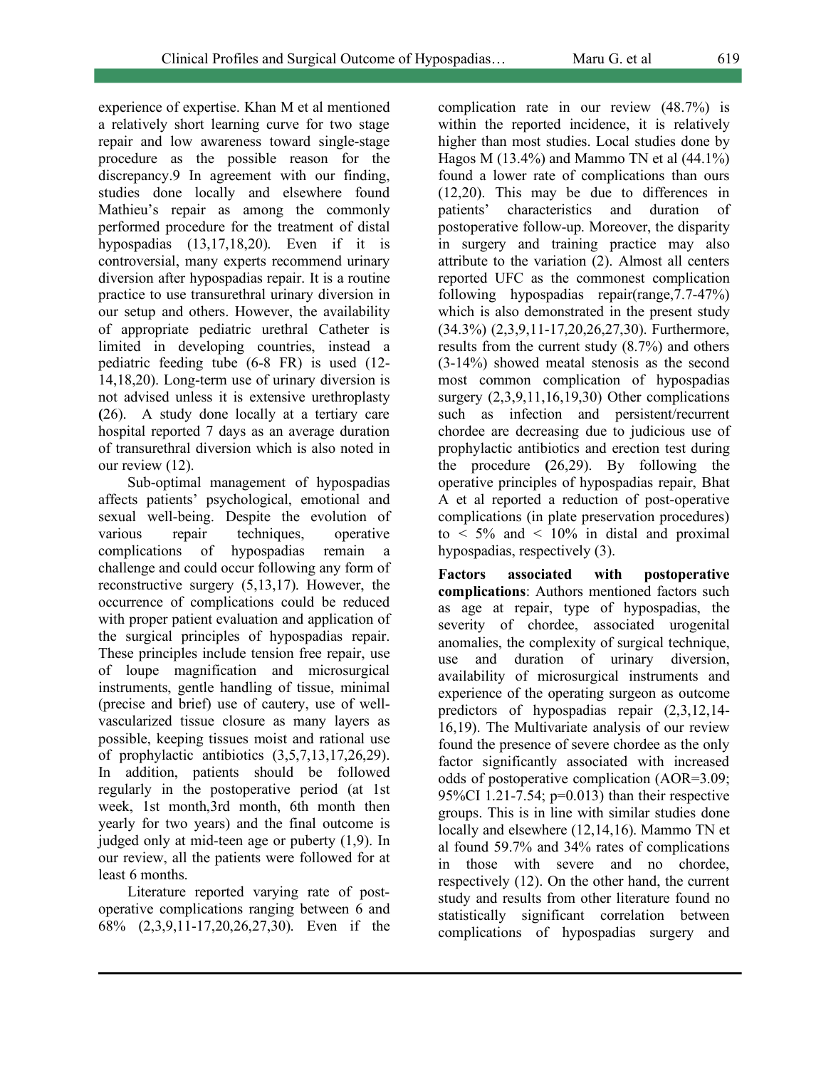experience of expertise. Khan M et al mentioned a relatively short learning curve for two stage repair and low awareness toward single-stage procedure as the possible reason for the discrepancy.9 In agreement with our finding, studies done locally and elsewhere found Mathieu's repair as among the commonly performed procedure for the treatment of distal hypospadias (13,17,18,20). Even if it is controversial, many experts recommend urinary diversion after hypospadias repair. It is a routine practice to use transurethral urinary diversion in our setup and others. However, the availability of appropriate pediatric urethral Catheter is limited in developing countries, instead a pediatric feeding tube (6-8 FR) is used (12-14,18,20). Long-term use of urinary diversion is not advised unless it is extensive urethroplasty (26). A study done locally at a tertiary care hospital reported 7 days as an average duration of transurethral diversion which is also noted in our review (12).

Sub-optimal management of hypospadias affects patients' psychological, emotional and sexual well-being. Despite the evolution of various repair techniques, operative complications of hypospadias remain a challenge and could occur following any form of reconstructive surgery (5,13,17). However, the occurrence of complications could be reduced with proper patient evaluation and application of the surgical principles of hypospadias repair. These principles include tension free repair, use of loupe magnification and microsurgical instruments, gentle handling of tissue, minimal (precise and brief) use of cautery, use of well-vascularized tissue closure as many layers as possible, keeping tissues moist and rational use of prophylactic antibiotics (3,5,7,13,17,26,29). In addition, patients should be followed regularly in the postoperative period (at 1st week, 1st month,3rd month, 6th month then yearly for two years) and the final outcome is judged only at mid-teen age or puberty (1,9). In our review, all the patients were followed for at least 6 months.

Literature reported varying rate of post-operative complications ranging between 6 and 68% (2,3,9,11-17,20,26,27,30). Even if the complication rate in our review (48.7%) is within the reported incidence, it is relatively higher than most studies. Local studies done by Hagos M (13.4%) and Mammo TN et al (44.1%) found a lower rate of complications than ours (12,20). This may be due to differences in patients' characteristics and duration of postoperative follow-up. Moreover, the disparity in surgery and training practice may also attribute to the variation (2). Almost all centers reported UFC as the commonest complication following hypospadias repair(range,7.7-47%) which is also demonstrated in the present study (34.3%) (2,3,9,11-17,20,26,27,30). Furthermore, results from the current study (8.7%) and others (3-14%) showed meatal stenosis as the second most common complication of hypospadias surgery (2,3,9,11,16,19,30) Other complications such as infection and persistent/recurrent chordee are decreasing due to judicious use of prophylactic antibiotics and erection test during the procedure (26,29). By following the operative principles of hypospadias repair, Bhat A et al reported a reduction of post-operative complications (in plate preservation procedures) to < 5% and < 10% in distal and proximal hypospadias, respectively (3).

**Factors associated with postoperative complications**: Authors mentioned factors such as age at repair, type of hypospadias, the severity of chordee, associated urogenital anomalies, the complexity of surgical technique, use and duration of urinary diversion, availability of microsurgical instruments and experience of the operating surgeon as outcome predictors of hypospadias repair (2,3,12,14-16,19). The Multivariate analysis of our review found the presence of severe chordee as the only factor significantly associated with increased odds of postoperative complication (AOR=3.09; 95%CI 1.21-7.54; p=0.013) than their respective groups. This is in line with similar studies done locally and elsewhere (12,14,16). Mammo TN et al found 59.7% and 34% rates of complications in those with severe and no chordee, respectively (12). On the other hand, the current study and results from other literature found no statistically significant correlation between complications of hypospadias surgery and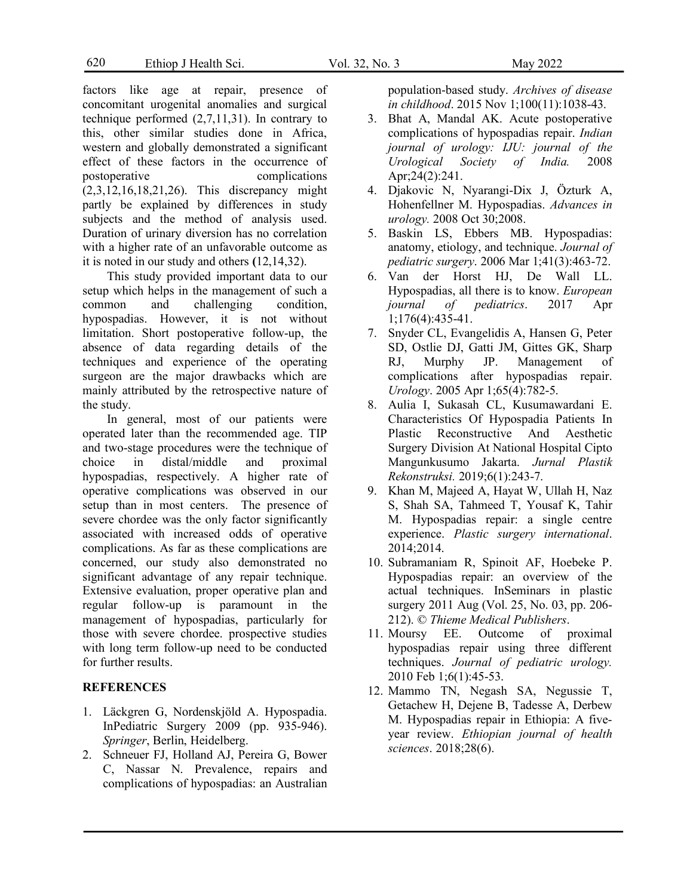factors like age at repair, presence of concomitant urogenital anomalies and surgical technique performed (2,7,11,31). In contrary to this, other similar studies done in Africa, western and globally demonstrated a significant effect of these factors in the occurrence of postoperative complications (2,3,12,16,18,21,26). This discrepancy might partly be explained by differences in study subjects and the method of analysis used. Duration of urinary diversion has no correlation with a higher rate of an unfavorable outcome as it is noted in our study and others **(**12,14,32).

This study provided important data to our setup which helps in the management of such a common and challenging condition, hypospadias. However, it is not without limitation. Short postoperative follow-up, the absence of data regarding details of the techniques and experience of the operating surgeon are the major drawbacks which are mainly attributed by the retrospective nature of the study.

In general, most of our patients were operated later than the recommended age. TIP and two-stage procedures were the technique of choice in distal/middle and proximal hypospadias, respectively. A higher rate of operative complications was observed in our setup than in most centers. The presence of severe chordee was the only factor significantly associated with increased odds of operative complications. As far as these complications are concerned, our study also demonstrated no significant advantage of any repair technique. Extensive evaluation, proper operative plan and regular follow-up is paramount in the management of hypospadias, particularly for those with severe chordee. prospective studies with long term follow-up need to be conducted for further results.

## REFERENCES

1. Läckgren G, Nordenskjöld A. Hypospadia. InPediatric Surgery 2009 (pp. 935-946). *Springer*, Berlin, Heidelberg.
2. Schneuer FJ, Holland AJ, Pereira G, Bower C, Nassar N. Prevalence, repairs and complications of hypospadias: an Australian population-based study. *Archives of disease in childhood*. 2015 Nov 1;100(11):1038-43.
3. Bhat A, Mandal AK. Acute postoperative complications of hypospadias repair. *Indian journal of urology: IJU: journal of the Urological Society of India.* 2008 Apr;24(2):241.
4. Djakovic N, Nyarangi-Dix J, Özturk A, Hohenfellner M. Hypospadias. *Advances in urology.* 2008 Oct 30;2008.
5. Baskin LS, Ebbers MB. Hypospadias: anatomy, etiology, and technique. *Journal of pediatric surgery*. 2006 Mar 1;41(3):463-72.
6. Van der Horst HJ, De Wall LL. Hypospadias, all there is to know. *European journal of pediatrics*. 2017 Apr 1;176(4):435-41.
7. Snyder CL, Evangelidis A, Hansen G, Peter SD, Ostlie DJ, Gatti JM, Gittes GK, Sharp RJ, Murphy JP. Management of complications after hypospadias repair. *Urology*. 2005 Apr 1;65(4):782-5.
8. Aulia I, Sukasah CL, Kusumawardani E. Characteristics Of Hypospadia Patients In Plastic Reconstructive And Aesthetic Surgery Division At National Hospital Cipto Mangunkusumo Jakarta. *Jurnal Plastik Rekonstruksi.* 2019;6(1):243-7.
9. Khan M, Majeed A, Hayat W, Ullah H, Naz S, Shah SA, Tahmeed T, Yousaf K, Tahir M. Hypospadias repair: a single centre experience. *Plastic surgery international*. 2014;2014.
10. Subramaniam R, Spinoit AF, Hoebeke P. Hypospadias repair: an overview of the actual techniques. InSeminars in plastic surgery 2011 Aug (Vol. 25, No. 03, pp. 206-212). *© Thieme Medical Publishers*.
11. Moursy EE. Outcome of proximal hypospadias repair using three different techniques. *Journal of pediatric urology.* 2010 Feb 1;6(1):45-53.
12. Mammo TN, Negash SA, Negussie T, Getachew H, Dejene B, Tadesse A, Derbew M. Hypospadias repair in Ethiopia: A five-year review. *Ethiopian journal of health sciences*. 2018;28(6).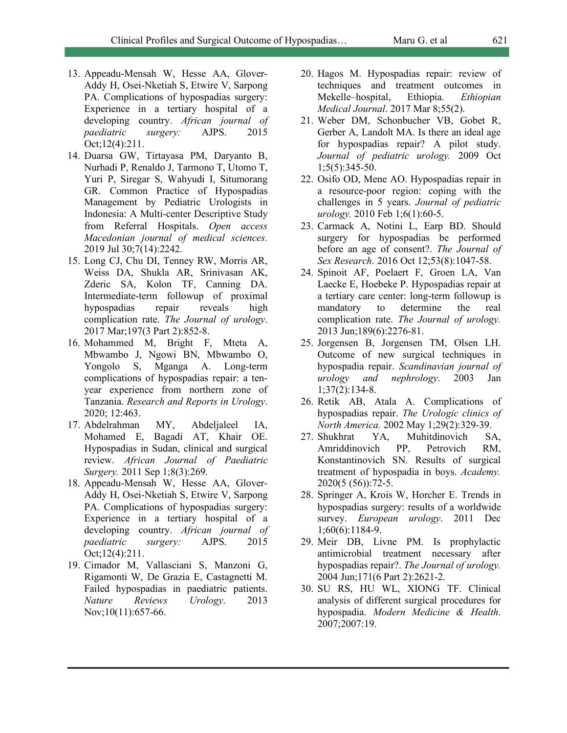13. Appeadu-Mensah W, Hesse AA, Glover-Addy H, Osei-Nketiah S, Etwire V, Sarpong PA. Complications of hypospadias surgery: Experience in a tertiary hospital of a developing country. *African journal of paediatric surgery:* AJPS. 2015 Oct;12(4):211.
14. Duarsa GW, Tirtayasa PM, Daryanto B, Nurhadi P, Renaldo J, Tarmono T, Utomo T, Yuri P, Siregar S, Wahyudi I, Situmorang GR. Common Practice of Hypospadias Management by Pediatric Urologists in Indonesia: A Multi-center Descriptive Study from Referral Hospitals. *Open access Macedonian journal of medical sciences.* 2019 Jul 30;7(14):2242.
15. Long CJ, Chu DI, Tenney RW, Morris AR, Weiss DA, Shukla AR, Srinivasan AK, Zderic SA, Kolon TF, Canning DA. Intermediate-term followup of proximal hypospadias repair reveals high complication rate. *The Journal of urology*. 2017 Mar;197(3 Part 2):852-8.
16. Mohammed M, Bright F, Mteta A, Mbwambo J, Ngowi BN, Mbwambo O, Yongolo S, Mganga A. Long-term complications of hypospadias repair: a ten-year experience from northern zone of Tanzania. *Research and Reports in Urology*. 2020; 12:463.
17. Abdelrahman MY, Abdeljaleel IA, Mohamed E, Bagadi AT, Khair OE. Hypospadias in Sudan, clinical and surgical review. *African Journal of Paediatric Surgery.* 2011 Sep 1;8(3):269.
18. Appeadu-Mensah W, Hesse AA, Glover-Addy H, Osei-Nketiah S, Etwire V, Sarpong PA. Complications of hypospadias surgery: Experience in a tertiary hospital of a developing country. *African journal of paediatric surgery:* AJPS. 2015 Oct;12(4):211.
19. Cimador M, Vallasciani S, Manzoni G, Rigamonti W, De Grazia E, Castagnetti M. Failed hypospadias in paediatric patients. *Nature Reviews Urology*. 2013 Nov;10(11):657-66.
20. Hagos M. Hypospadias repair: review of techniques and treatment outcomes in Mekelle–hospital, Ethiopia. *Ethiopian Medical Journal*. 2017 Mar 8;55(2).
21. Weber DM, Schonbucher VB, Gobet R, Gerber A, Landolt MA. Is there an ideal age for hypospadias repair? A pilot study. *Journal of pediatric urology.* 2009 Oct 1;5(5):345-50.
22. Osifo OD, Mene AO. Hypospadias repair in a resource-poor region: coping with the challenges in 5 years. *Journal of pediatric urology.* 2010 Feb 1;6(1):60-5.
23. Carmack A, Notini L, Earp BD. Should surgery for hypospadias be performed before an age of consent?. *The Journal of Sex Research*. 2016 Oct 12;53(8):1047-58.
24. Spinoit AF, Poelaert F, Groen LA, Van Laecke E, Hoebeke P. Hypospadias repair at a tertiary care center: long-term followup is mandatory to determine the real complication rate. *The Journal of urology.* 2013 Jun;189(6):2276-81.
25. Jorgensen B, Jorgensen TM, Olsen LH. Outcome of new surgical techniques in hypospadia repair. *Scandinavian journal of urology and nephrology*. 2003 Jan 1;37(2):134-8.
26. Retik AB, Atala A. Complications of hypospadias repair. *The Urologic clinics of North America.* 2002 May 1;29(2):329-39.
27. Shukhrat YA, Muhitdinovich SA, Amriddinovich PP, Petrovich RM, Konstantinovich SN. Results of surgical treatment of hypospadia in boys. *Academy.* 2020(5 (56)):72-5.
28. Springer A, Krois W, Horcher E. Trends in hypospadias surgery: results of a worldwide survey. *European urology*. 2011 Dec 1;60(6):1184-9.
29. Meir DB, Livne PM. Is prophylactic antimicrobial treatment necessary after hypospadias repair?. *The Journal of urology.* 2004 Jun;171(6 Part 2):2621-2.
30. SU RS, HU WL, XIONG TF. Clinical analysis of different surgical procedures for hypospadia. *Modern Medicine & Health*. 2007;2007:19.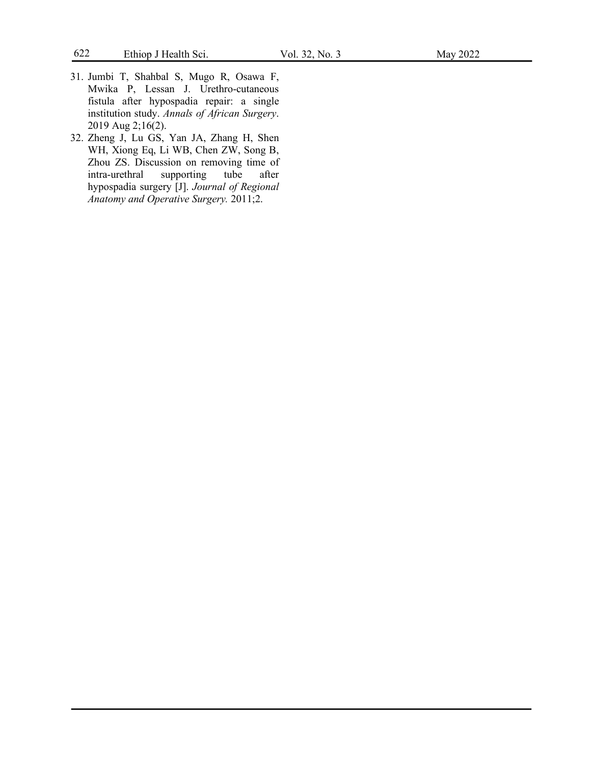31. Jumbi T, Shahbal S, Mugo R, Osawa F, Mwika P, Lessan J. Urethro-cutaneous fistula after hypospadia repair: a single institution study. *Annals of African Surgery*. 2019 Aug 2;16(2).
32. Zheng J, Lu GS, Yan JA, Zhang H, Shen WH, Xiong Eq, Li WB, Chen ZW, Song B, Zhou ZS. Discussion on removing time of intra-urethral supporting tube after hypospadia surgery [J]. *Journal of Regional Anatomy and Operative Surgery.* 2011;2.